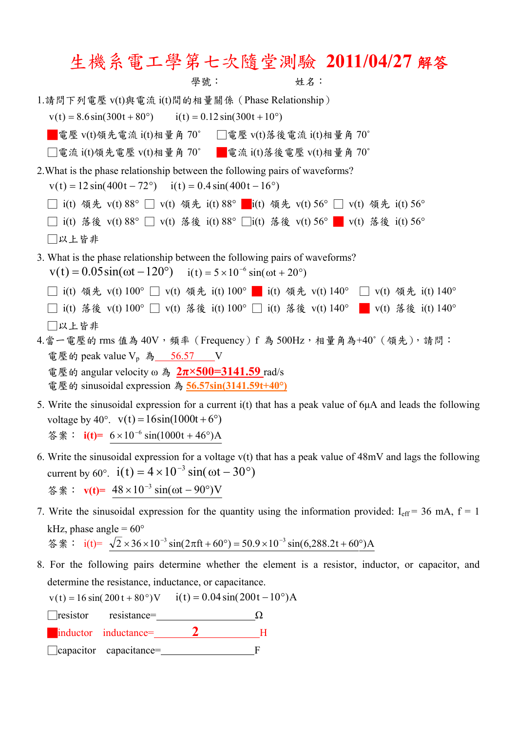# 生機系電工學第七次隨堂測驗 2011/04/27 解答

學號：　　　　　　　　姓名：

1.請問下列電壓 v(t)與電流 i(t)間的相量關係（Phase Relationship）

$v(t) = 8.6\sin(300t + 80°)$ 　　 $i(t) = 0.12\sin(300t + 10°)$

■電壓 v(t)領先電流 i(t)相量角 70°　□電壓 v(t)落後電流 i(t)相量角 70°

□電流 i(t)領先電壓 v(t)相量角 70°　■電流 i(t)落後電壓 v(t)相量角 70°

2.What is the phase relationship between the following pairs of waveforms?

$v(t) = 12\sin(400t - 72°)$ 　 $i(t) = 0.4\sin(400t - 16°)$

□ i(t) 領先 v(t) 88° □ v(t) 領先 i(t) 88° ■i(t) 領先 v(t) 56° □ v(t) 領先 i(t) 56°

□ i(t) 落後 v(t) 88° □ v(t) 落後 i(t) 88° □i(t) 落後 v(t) 56° ■ v(t) 落後 i(t) 56°

□以上皆非

3. What is the phase relationship between the following pairs of waveforms?

$v(t) = 0.05\sin(\omega t - 120°)$ 　 $i(t) = 5\times10^{-6}\sin(\omega t + 20°)$

□ i(t) 領先 v(t) 100° □ v(t) 領先 i(t) 100° ■ i(t) 領先 v(t) 140° □ v(t) 領先 i(t) 140°

□ i(t) 落後 v(t) 100° □ v(t) 落後 i(t) 100° □ i(t) 落後 v(t) 140° ■ v(t) 落後 i(t) 140°

□以上皆非

4.當一電壓的 rms 值為 40V，頻率（Frequency）f 為 500Hz，相量角為+40°（領先），請問：

電壓的 peak value $V_p$ 為 __56.57__ V

電壓的 angular velocity ω 為 **__2π×500=3141.59__** rad/s

電壓的 sinusoidal expression 為 **__56.57sin(3141.59t+40°)__**

5. Write the sinusoidal expression for a current i(t) that has a peak value of 6μA and leads the following voltage by 40°. $v(t) = 16\sin(1000t + 6°)$

答案： **i(t)=** $6\times10^{-6}\sin(1000t + 46°)$A

6. Write the sinusoidal expression for a voltage v(t) that has a peak value of 48mV and lags the following current by 60°. $i(t) = 4\times10^{-3}\sin(\omega t - 30°)$

答案： **v(t)=** $48\times10^{-3}\sin(\omega t - 90°)$V

7. Write the sinusoidal expression for the quantity using the information provided: $I_{eff}$ = 36 mA, f = 1 kHz, phase angle = 60°

答案： i(t)= $\sqrt{2}\times36\times10^{-3}\sin(2\pi ft + 60°) = 50.9\times10^{-3}\sin(6{,}288.2t + 60°)$A

8. For the following pairs determine whether the element is a resistor, inductor, or capacitor, and determine the resistance, inductance, or capacitance.

$v(t) = 16\sin(200t + 80°)$V 　 $i(t) = 0.04\sin(200t - 10°)$A

□resistor　resistance=________________Ω

■inductor　inductance=______**2**______H

□capacitor　capacitance=________________F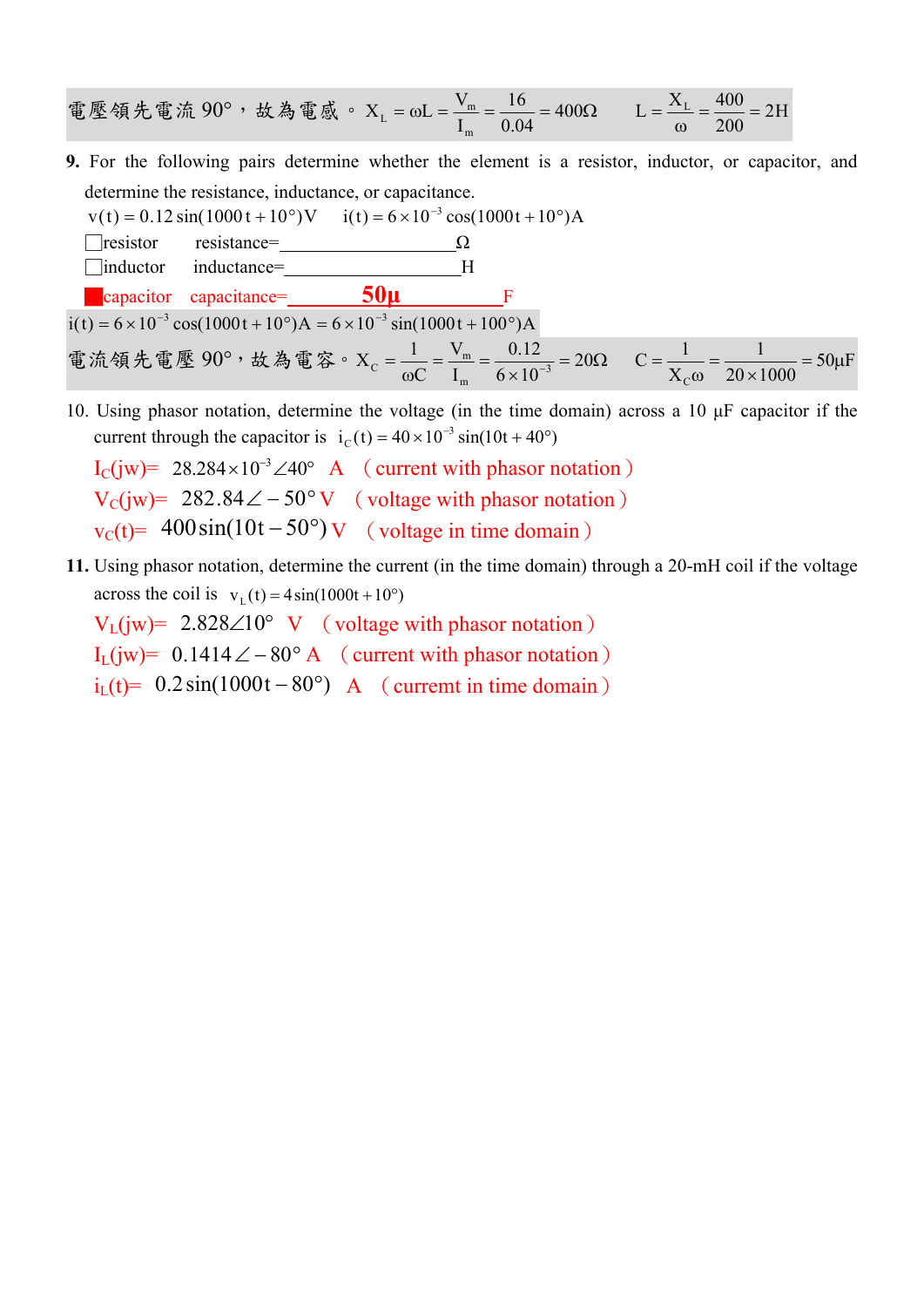電壓領先電流 90°，故為電感。$X_L = \omega L = \frac{V_m}{I_m} = \frac{16}{0.04} = 400\Omega$ $L = \frac{X_L}{\omega} = \frac{400}{200} = 2H$

**9.** For the following pairs determine whether the element is a resistor, inductor, or capacitor, and determine the resistance, inductance, or capacitance.

$v(t) = 0.12\sin(1000t + 10°)V$ $i(t) = 6\times10^{-3}\cos(1000t + 10°)A$

☐resistor resistance=\_\_\_\_\_\_\_\_\_\_\_\_\_\_\_\_\_\_\_\_Ω

☐inductor inductance=\_\_\_\_\_\_\_\_\_\_\_\_\_\_\_\_\_\_\_\_H

■capacitor capacitance=\_\_\_\_\_\_\_\_**50μ**\_\_\_\_\_\_\_\_F

$i(t) = 6\times10^{-3}\cos(1000t + 10°)A = 6\times10^{-3}\sin(1000t + 100°)A$

電流領先電壓 90°，故為電容。$X_C = \frac{1}{\omega C} = \frac{V_m}{I_m} = \frac{0.12}{6\times10^{-3}} = 20\Omega$ $C = \frac{1}{X_C\omega} = \frac{1}{20\times1000} = 50\mu F$

10. Using phasor notation, determine the voltage (in the time domain) across a 10 μF capacitor if the current through the capacitor is $i_C(t) = 40\times10^{-3}\sin(10t + 40°)$

$I_C(jw)$= $28.284\times10^{-3}\angle40°$ A （current with phasor notation）

$V_C(jw)$= $282.84\angle-50°$ V （voltage with phasor notation）

$v_C(t)$= $400\sin(10t - 50°)$ V （voltage in time domain）

**11.** Using phasor notation, determine the current (in the time domain) through a 20-mH coil if the voltage across the coil is $v_L(t) = 4\sin(1000t + 10°)$

$V_L(jw)$= $2.828\angle10°$ V （voltage with phasor notation）

$I_L(jw)$= $0.1414\angle-80°$ A （current with phasor notation）

$i_L(t)$= $0.2\sin(1000t - 80°)$ A （curremt in time domain）